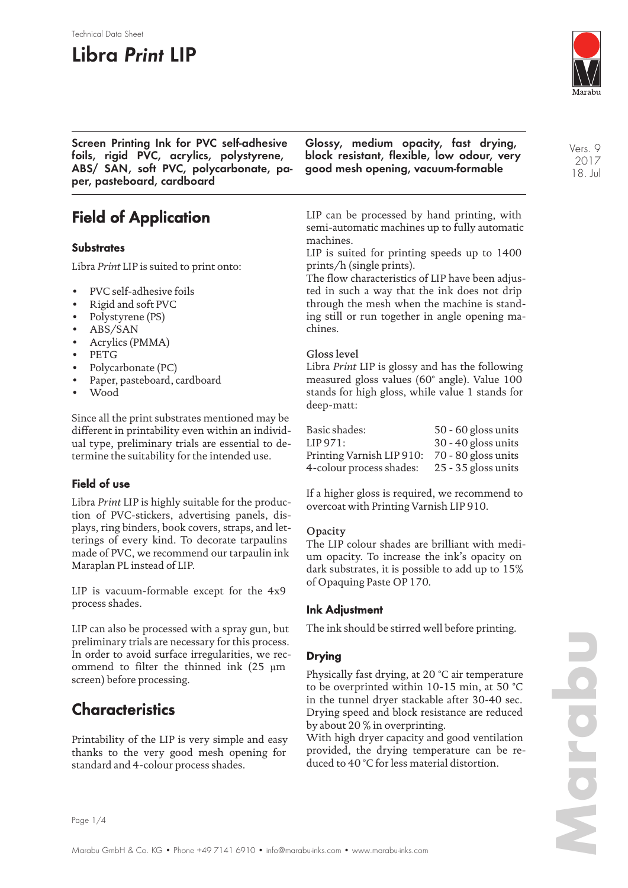Technical Data Sheet

# Libra *Print* LIP

**Screen Printing Ink for PVC self-adhesive foils, rigid PVC, acrylics, polystyrene, ABS/ SAN, soft PVC, polycarbonate, paper, pasteboard, cardboard**

**Glossy, medium opacity, fast drying, block resistant, flexible, low odour, very good mesh opening, vacuum-formable**

Vers. 9
2017
18. Jul

## Field of Application

### Substrates

Libra *Print* LIP is suited to print onto:

- PVC self-adhesive foils
- Rigid and soft PVC
- Polystyrene (PS)
- ABS/SAN
- Acrylics (PMMA)
- PETG
- Polycarbonate (PC)
- Paper, pasteboard, cardboard
- Wood

Since all the print substrates mentioned may be different in printability even within an individual type, preliminary trials are essential to determine the suitability for the intended use.

### Field of use

Libra *Print* LIP is highly suitable for the production of PVC-stickers, advertising panels, displays, ring binders, book covers, straps, and letterings of every kind. To decorate tarpaulins made of PVC, we recommend our tarpaulin ink Maraplan PL instead of LIP.

LIP is vacuum-formable except for the 4x9 process shades.

LIP can also be processed with a spray gun, but preliminary trials are necessary for this process. In order to avoid surface irregularities, we recommend to filter the thinned ink (25 µm screen) before processing.

## Characteristics

Printability of the LIP is very simple and easy thanks to the very good mesh opening for standard and 4-colour process shades.

LIP can be processed by hand printing, with semi-automatic machines up to fully automatic machines.
LIP is suited for printing speeds up to 1400 prints/h (single prints).
The flow characteristics of LIP have been adjusted in such a way that the ink does not drip through the mesh when the machine is standing still or run together in angle opening machines.

### Gloss level

Libra *Print* LIP is glossy and has the following measured gloss values (60° angle). Value 100 stands for high gloss, while value 1 stands for deep-matt:

| | |
|---|---|
| Basic shades: | 50 - 60 gloss units |
| LIP 971: | 30 - 40 gloss units |
| Printing Varnish LIP 910: | 70 - 80 gloss units |
| 4-colour process shades: | 25 - 35 gloss units |

If a higher gloss is required, we recommend to overcoat with Printing Varnish LIP 910.

### Opacity

The LIP colour shades are brilliant with medium opacity. To increase the ink's opacity on dark substrates, it is possible to add up to 15% of Opaquing Paste OP 170.

## Ink Adjustment

The ink should be stirred well before printing.

## Drying

Physically fast drying, at 20 °C air temperature to be overprinted within 10-15 min, at 50 °C in the tunnel dryer stackable after 30-40 sec. Drying speed and block resistance are reduced by about 20 % in overprinting.
With high dryer capacity and good ventilation provided, the drying temperature can be reduced to 40 °C for less material distortion.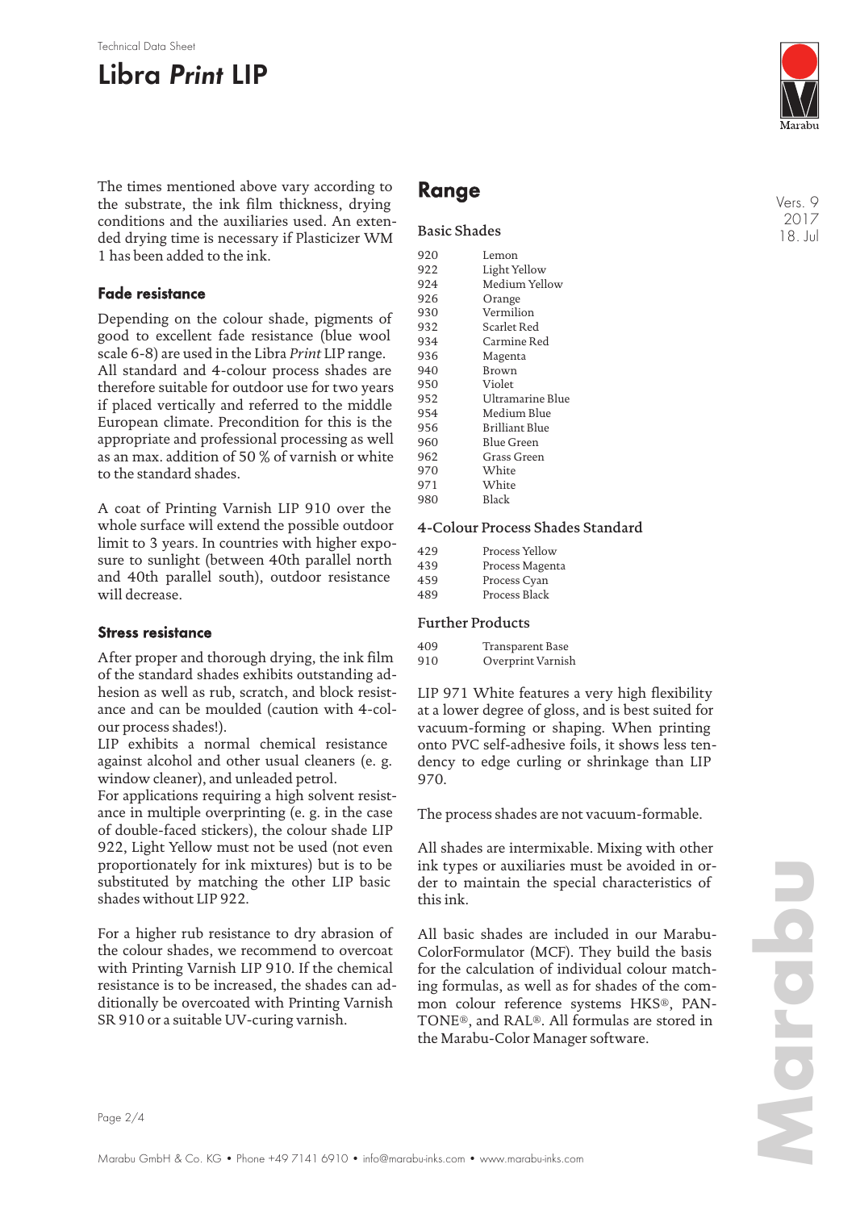The times mentioned above vary according to the substrate, the ink film thickness, drying conditions and the auxiliaries used. An extended drying time is necessary if Plasticizer WM 1 has been added to the ink.

### Fade resistance

Depending on the colour shade, pigments of good to excellent fade resistance (blue wool scale 6-8) are used in the Libra *Print* LIP range. All standard and 4-colour process shades are therefore suitable for outdoor use for two years if placed vertically and referred to the middle European climate. Precondition for this is the appropriate and professional processing as well as an max. addition of 50 % of varnish or white to the standard shades.

A coat of Printing Varnish LIP 910 over the whole surface will extend the possible outdoor limit to 3 years. In countries with higher exposure to sunlight (between 40th parallel north and 40th parallel south), outdoor resistance will decrease.

### Stress resistance

After proper and thorough drying, the ink film of the standard shades exhibits outstanding adhesion as well as rub, scratch, and block resistance and can be moulded (caution with 4-colour process shades!).

LIP exhibits a normal chemical resistance against alcohol and other usual cleaners (e. g. window cleaner), and unleaded petrol.

For applications requiring a high solvent resistance in multiple overprinting (e. g. in the case of double-faced stickers), the colour shade LIP 922, Light Yellow must not be used (not even proportionately for ink mixtures) but is to be substituted by matching the other LIP basic shades without LIP 922.

For a higher rub resistance to dry abrasion of the colour shades, we recommend to overcoat with Printing Varnish LIP 910. If the chemical resistance is to be increased, the shades can additionally be overcoated with Printing Varnish SR 910 or a suitable UV-curing varnish.

## Range

### Basic Shades

| | |
|---|---|
| 920 | Lemon |
| 922 | Light Yellow |
| 924 | Medium Yellow |
| 926 | Orange |
| 930 | Vermilion |
| 932 | Scarlet Red |
| 934 | Carmine Red |
| 936 | Magenta |
| 940 | Brown |
| 950 | Violet |
| 952 | Ultramarine Blue |
| 954 | Medium Blue |
| 956 | Brilliant Blue |
| 960 | Blue Green |
| 962 | Grass Green |
| 970 | White |
| 971 | White |
| 980 | Black |

### 4-Colour Process Shades Standard

| | |
|---|---|
| 429 | Process Yellow |
| 439 | Process Magenta |
| 459 | Process Cyan |
| 489 | Process Black |

### Further Products

| | |
|---|---|
| 409 | Transparent Base |
| 910 | Overprint Varnish |

LIP 971 White features a very high flexibility at a lower degree of gloss, and is best suited for vacuum-forming or shaping. When printing onto PVC self-adhesive foils, it shows less tendency to edge curling or shrinkage than LIP 970.

The process shades are not vacuum-formable.

All shades are intermixable. Mixing with other ink types or auxiliaries must be avoided in order to maintain the special characteristics of this ink.

All basic shades are included in our Marabu-ColorFormulator (MCF). They build the basis for the calculation of individual colour matching formulas, as well as for shades of the common colour reference systems HKS®, PANTONE®, and RAL®. All formulas are stored in the Marabu-Color Manager software.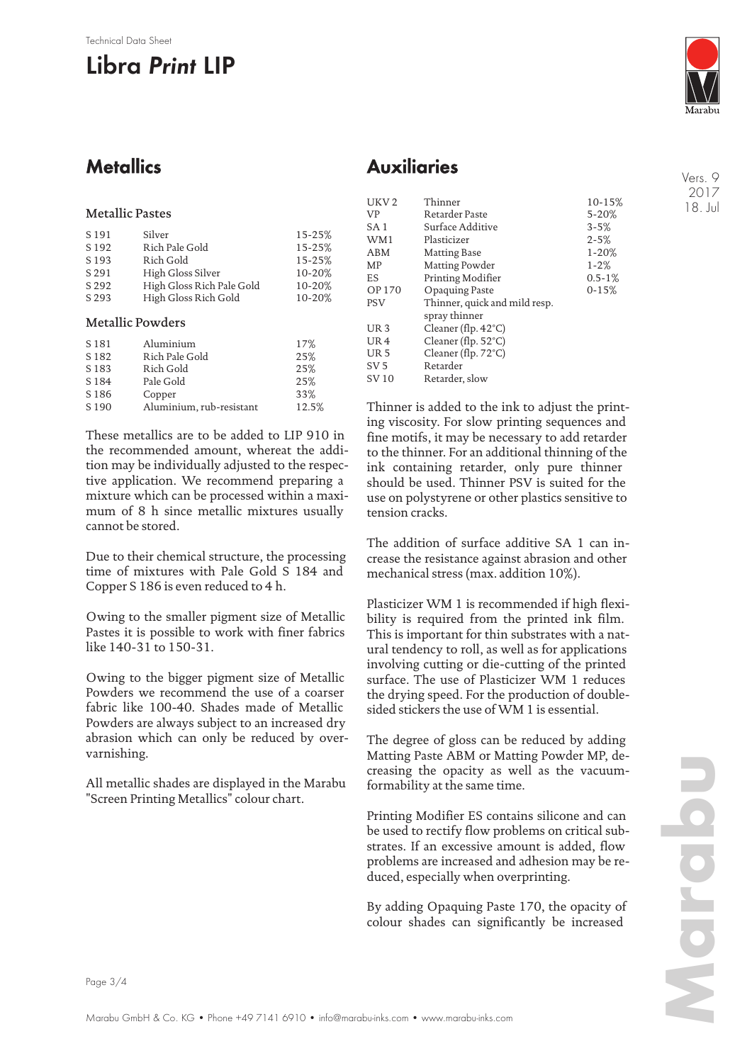## Metallics

### Metallic Pastes

| | | |
|---|---|---|
| S 191 | Silver | 15-25% |
| S 192 | Rich Pale Gold | 15-25% |
| S 193 | Rich Gold | 15-25% |
| S 291 | High Gloss Silver | 10-20% |
| S 292 | High Gloss Rich Pale Gold | 10-20% |
| S 293 | High Gloss Rich Gold | 10-20% |

### Metallic Powders

| | | |
|---|---|---|
| S 181 | Aluminium | 17% |
| S 182 | Rich Pale Gold | 25% |
| S 183 | Rich Gold | 25% |
| S 184 | Pale Gold | 25% |
| S 186 | Copper | 33% |
| S 190 | Aluminium, rub-resistant | 12.5% |

These metallics are to be added to LIP 910 in the recommended amount, whereat the addition may be individually adjusted to the respective application. We recommend preparing a mixture which can be processed within a maximum of 8 h since metallic mixtures usually cannot be stored.

Due to their chemical structure, the processing time of mixtures with Pale Gold S 184 and Copper S 186 is even reduced to 4 h.

Owing to the smaller pigment size of Metallic Pastes it is possible to work with finer fabrics like 140-31 to 150-31.

Owing to the bigger pigment size of Metallic Powders we recommend the use of a coarser fabric like 100-40. Shades made of Metallic Powders are always subject to an increased dry abrasion which can only be reduced by over-varnishing.

All metallic shades are displayed in the Marabu "Screen Printing Metallics" colour chart.

## Auxiliaries

| | | |
|---|---|---|
| UKV 2 | Thinner | 10-15% |
| VP | Retarder Paste | 5-20% |
| SA 1 | Surface Additive | 3-5% |
| WM1 | Plasticizer | 2-5% |
| ABM | Matting Base | 1-20% |
| MP | Matting Powder | 1-2% |
| ES | Printing Modifier | 0.5-1% |
| OP 170 | Opaquing Paste | 0-15% |
| PSV | Thinner, quick and mild resp. spray thinner | |
| UR 3 | Cleaner (flp. 42°C) | |
| UR 4 | Cleaner (flp. 52°C) | |
| UR 5 | Cleaner (flp. 72°C) | |
| SV 5 | Retarder | |
| SV 10 | Retarder, slow | |

Thinner is added to the ink to adjust the printing viscosity. For slow printing sequences and fine motifs, it may be necessary to add retarder to the thinner. For an additional thinning of the ink containing retarder, only pure thinner should be used. Thinner PSV is suited for the use on polystyrene or other plastics sensitive to tension cracks.

The addition of surface additive SA 1 can increase the resistance against abrasion and other mechanical stress (max. addition 10%).

Plasticizer WM 1 is recommended if high flexibility is required from the printed ink film. This is important for thin substrates with a natural tendency to roll, as well as for applications involving cutting or die-cutting of the printed surface. The use of Plasticizer WM 1 reduces the drying speed. For the production of double-sided stickers the use of WM 1 is essential.

The degree of gloss can be reduced by adding Matting Paste ABM or Matting Powder MP, decreasing the opacity as well as the vacuum-formability at the same time.

Printing Modifier ES contains silicone and can be used to rectify flow problems on critical substrates. If an excessive amount is added, flow problems are increased and adhesion may be reduced, especially when overprinting.

By adding Opaquing Paste 170, the opacity of colour shades can significantly be increased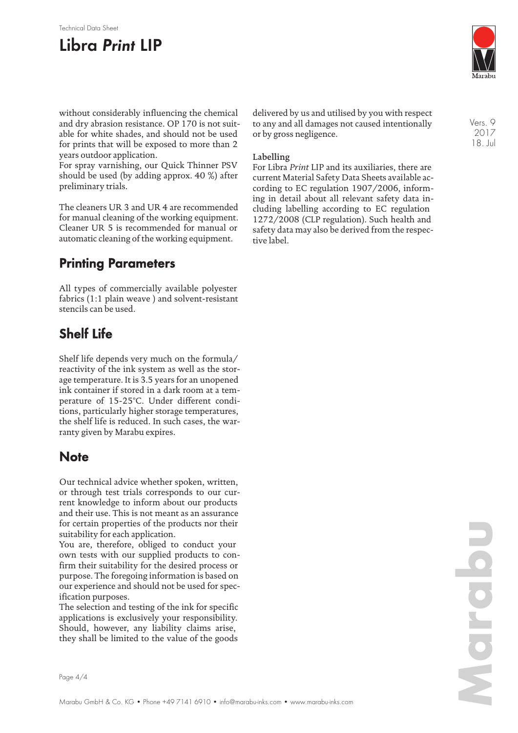without considerably influencing the chemical and dry abrasion resistance. OP 170 is not suitable for white shades, and should not be used for prints that will be exposed to more than 2 years outdoor application.
For spray varnishing, our Quick Thinner PSV should be used (by adding approx. 40 %) after preliminary trials.

The cleaners UR 3 and UR 4 are recommended for manual cleaning of the working equipment. Cleaner UR 5 is recommended for manual or automatic cleaning of the working equipment.

## Printing Parameters

All types of commercially available polyester fabrics (1:1 plain weave ) and solvent-resistant stencils can be used.

## Shelf Life

Shelf life depends very much on the formula/reactivity of the ink system as well as the storage temperature. It is 3.5 years for an unopened ink container if stored in a dark room at a temperature of 15-25°C. Under different conditions, particularly higher storage temperatures, the shelf life is reduced. In such cases, the warranty given by Marabu expires.

## Note

Our technical advice whether spoken, written, or through test trials corresponds to our current knowledge to inform about our products and their use. This is not meant as an assurance for certain properties of the products nor their suitability for each application.
You are, therefore, obliged to conduct your own tests with our supplied products to confirm their suitability for the desired process or purpose. The foregoing information is based on our experience and should not be used for specification purposes.
The selection and testing of the ink for specific applications is exclusively your responsibility. Should, however, any liability claims arise, they shall be limited to the value of the goods delivered by us and utilised by you with respect to any and all damages not caused intentionally or by gross negligence.

### Labelling

For Libra *Print* LIP and its auxiliaries, there are current Material Safety Data Sheets available according to EC regulation 1907/2006, informing in detail about all relevant safety data including labelling according to EC regulation 1272/2008 (CLP regulation). Such health and safety data may also be derived from the respective label.